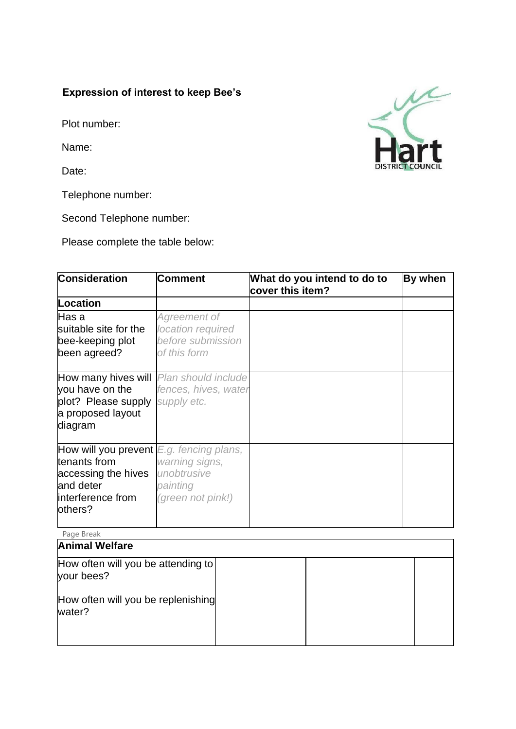**Expression of interest to keep Bee's**

Plot number:

Name:

Date:

Telephone number:

Second Telephone number:

Please complete the table below:

| Consideration | Comment | What do you intend to do to cover this item? | By when |
|---|---|---|---|
| **Location** | | | |
| Has a suitable site for the bee-keeping plot been agreed? | *Agreement of location required before submission of this form* | | |
| How many hives will you have on the plot? Please supply a proposed layout diagram | *Plan should include fences, hives, water supply etc.* | | |
| How will you prevent tenants from accessing the hives and deter interference from others? | *E.g. fencing plans, warning signs, unobtrusive painting (green not pink!)* | | |
| **Animal Welfare** | | | |
| How often will you be attending to your bees?<br><br>How often will you be replenishing water? | | | |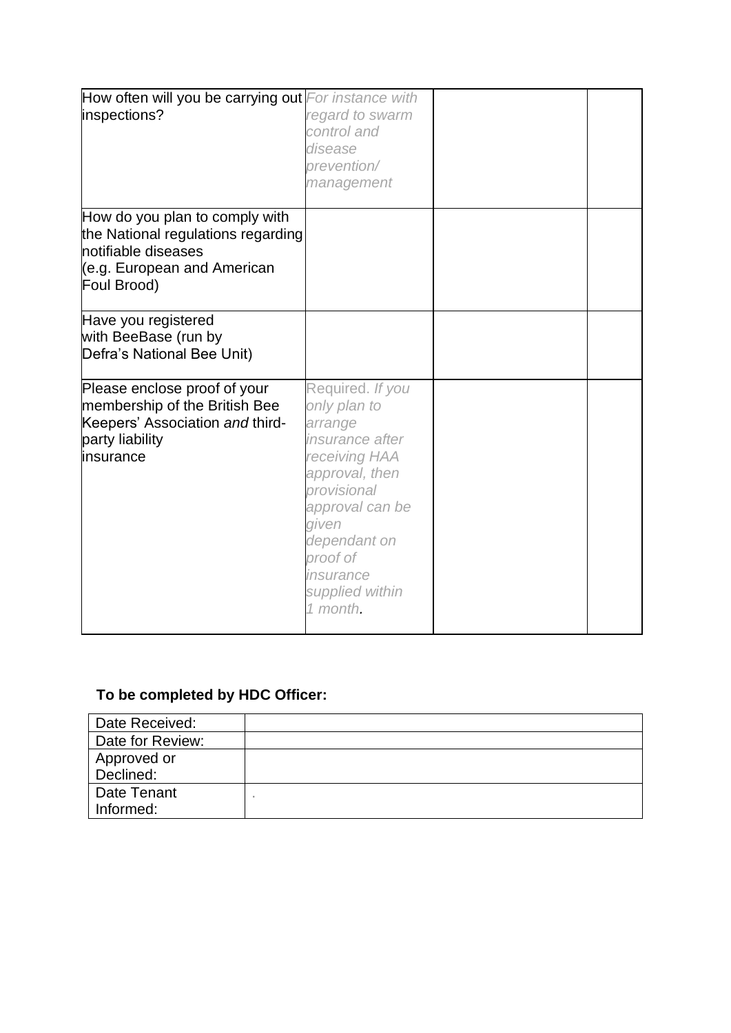| | | | |
|---|---|---|---|
| How often will you be carrying out inspections? | *For instance with regard to swarm control and disease prevention/ management* | | |
| How do you plan to comply with the National regulations regarding notifiable diseases (e.g. European and American Foul Brood) | | | |
| Have you registered with BeeBase (run by Defra's National Bee Unit) | | | |
| Please enclose proof of your membership of the British Bee Keepers' Association *and* third-party liability insurance | Required. *If you only plan to arrange insurance after receiving HAA approval, then provisional approval can be given dependant on proof of insurance supplied within 1 month*. | | |

**To be completed by HDC Officer:**

| | |
|---|---|
| Date Received: | |
| Date for Review: | |
| Approved or Declined: | |
| Date Tenant Informed: | . |